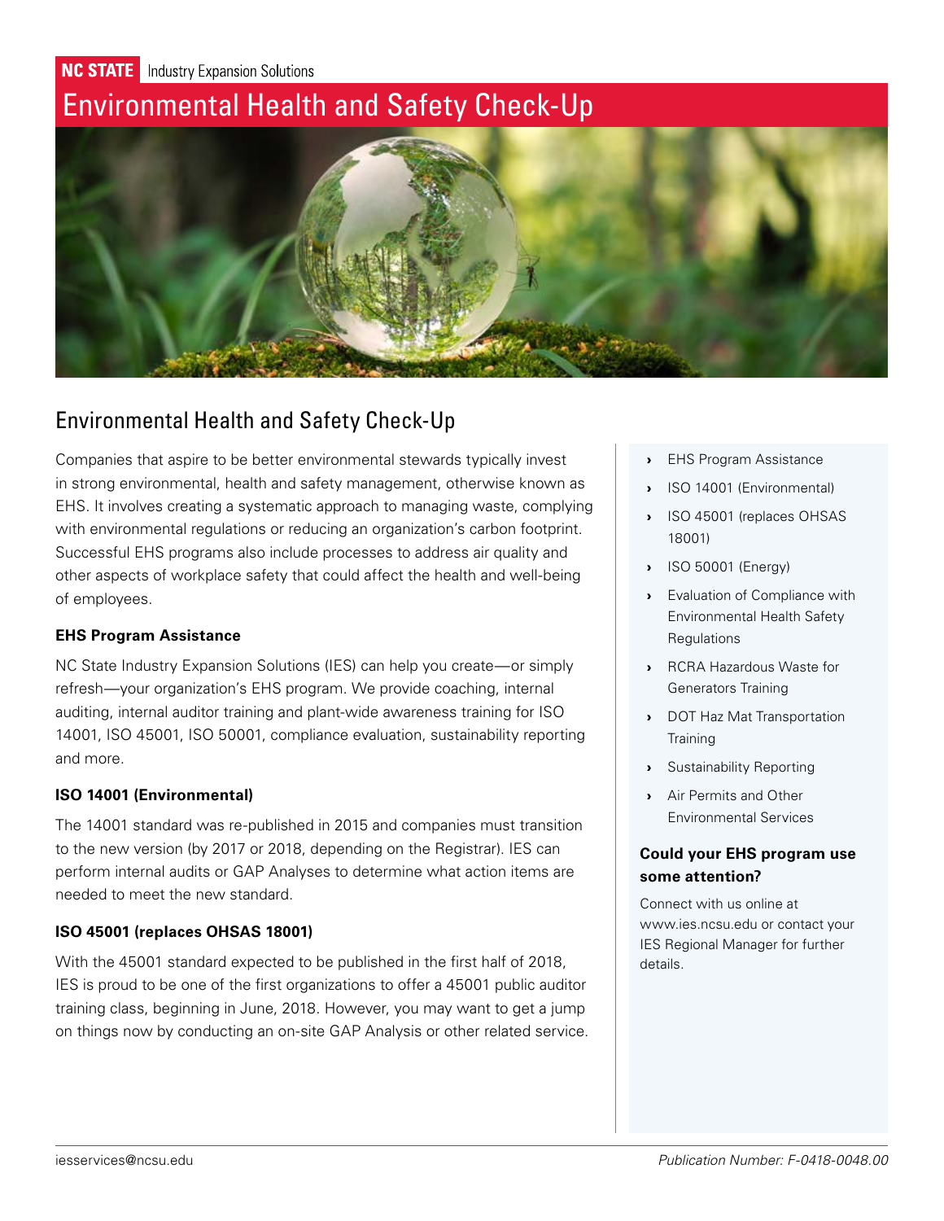NC STATE Industry Expansion Solutions

# Environmental Health and Safety Check-Up

## Environmental Health and Safety Check-Up

Companies that aspire to be better environmental stewards typically invest in strong environmental, health and safety management, otherwise known as EHS. It involves creating a systematic approach to managing waste, complying with environmental regulations or reducing an organization's carbon footprint. Successful EHS programs also include processes to address air quality and other aspects of workplace safety that could affect the health and well-being of employees.

**EHS Program Assistance**

NC State Industry Expansion Solutions (IES) can help you create—or simply refresh—your organization's EHS program. We provide coaching, internal auditing, internal auditor training and plant-wide awareness training for ISO 14001, ISO 45001, ISO 50001, compliance evaluation, sustainability reporting and more.

**ISO 14001 (Environmental)**

The 14001 standard was re-published in 2015 and companies must transition to the new version (by 2017 or 2018, depending on the Registrar). IES can perform internal audits or GAP Analyses to determine what action items are needed to meet the new standard.

**ISO 45001 (replaces OHSAS 18001)**

With the 45001 standard expected to be published in the first half of 2018, IES is proud to be one of the first organizations to offer a 45001 public auditor training class, beginning in June, 2018. However, you may want to get a jump on things now by conducting an on-site GAP Analysis or other related service.

- EHS Program Assistance
- ISO 14001 (Environmental)
- ISO 45001 (replaces OHSAS 18001)
- ISO 50001 (Energy)
- Evaluation of Compliance with Environmental Health Safety Regulations
- RCRA Hazardous Waste for Generators Training
- DOT Haz Mat Transportation Training
- Sustainability Reporting
- Air Permits and Other Environmental Services

**Could your EHS program use some attention?**

Connect with us online at www.ies.ncsu.edu or contact your IES Regional Manager for further details.

iesservices@ncsu.edu

*Publication Number: F-0418-0048.00*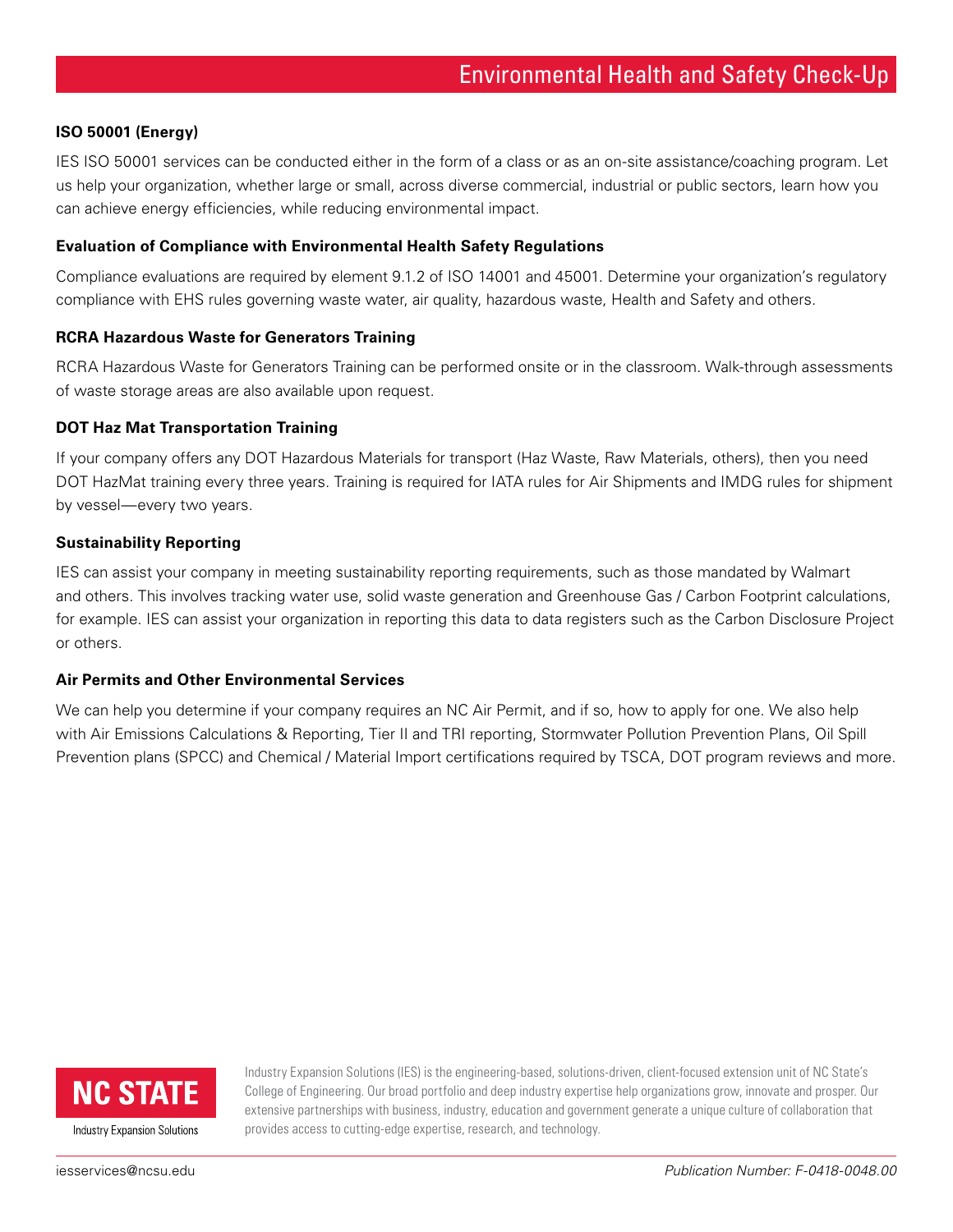### ISO 50001 (Energy)

IES ISO 50001 services can be conducted either in the form of a class or as an on-site assistance/coaching program. Let us help your organization, whether large or small, across diverse commercial, industrial or public sectors, learn how you can achieve energy efficiencies, while reducing environmental impact.

### Evaluation of Compliance with Environmental Health Safety Regulations

Compliance evaluations are required by element 9.1.2 of ISO 14001 and 45001. Determine your organization's regulatory compliance with EHS rules governing waste water, air quality, hazardous waste, Health and Safety and others.

### RCRA Hazardous Waste for Generators Training

RCRA Hazardous Waste for Generators Training can be performed onsite or in the classroom. Walk-through assessments of waste storage areas are also available upon request.

### DOT Haz Mat Transportation Training

If your company offers any DOT Hazardous Materials for transport (Haz Waste, Raw Materials, others), then you need DOT HazMat training every three years. Training is required for IATA rules for Air Shipments and IMDG rules for shipment by vessel—every two years.

### Sustainability Reporting

IES can assist your company in meeting sustainability reporting requirements, such as those mandated by Walmart and others. This involves tracking water use, solid waste generation and Greenhouse Gas / Carbon Footprint calculations, for example. IES can assist your organization in reporting this data to data registers such as the Carbon Disclosure Project or others.

### Air Permits and Other Environmental Services

We can help you determine if your company requires an NC Air Permit, and if so, how to apply for one. We also help with Air Emissions Calculations & Reporting, Tier II and TRI reporting, Stormwater Pollution Prevention Plans, Oil Spill Prevention plans (SPCC) and Chemical / Material Import certifications required by TSCA, DOT program reviews and more.

**NC STATE**
Industry Expansion Solutions

Industry Expansion Solutions (IES) is the engineering-based, solutions-driven, client-focused extension unit of NC State's College of Engineering. Our broad portfolio and deep industry expertise help organizations grow, innovate and prosper. Our extensive partnerships with business, industry, education and government generate a unique culture of collaboration that provides access to cutting-edge expertise, research, and technology.

iesservices@ncsu.edu

*Publication Number: F-0418-0048.00*